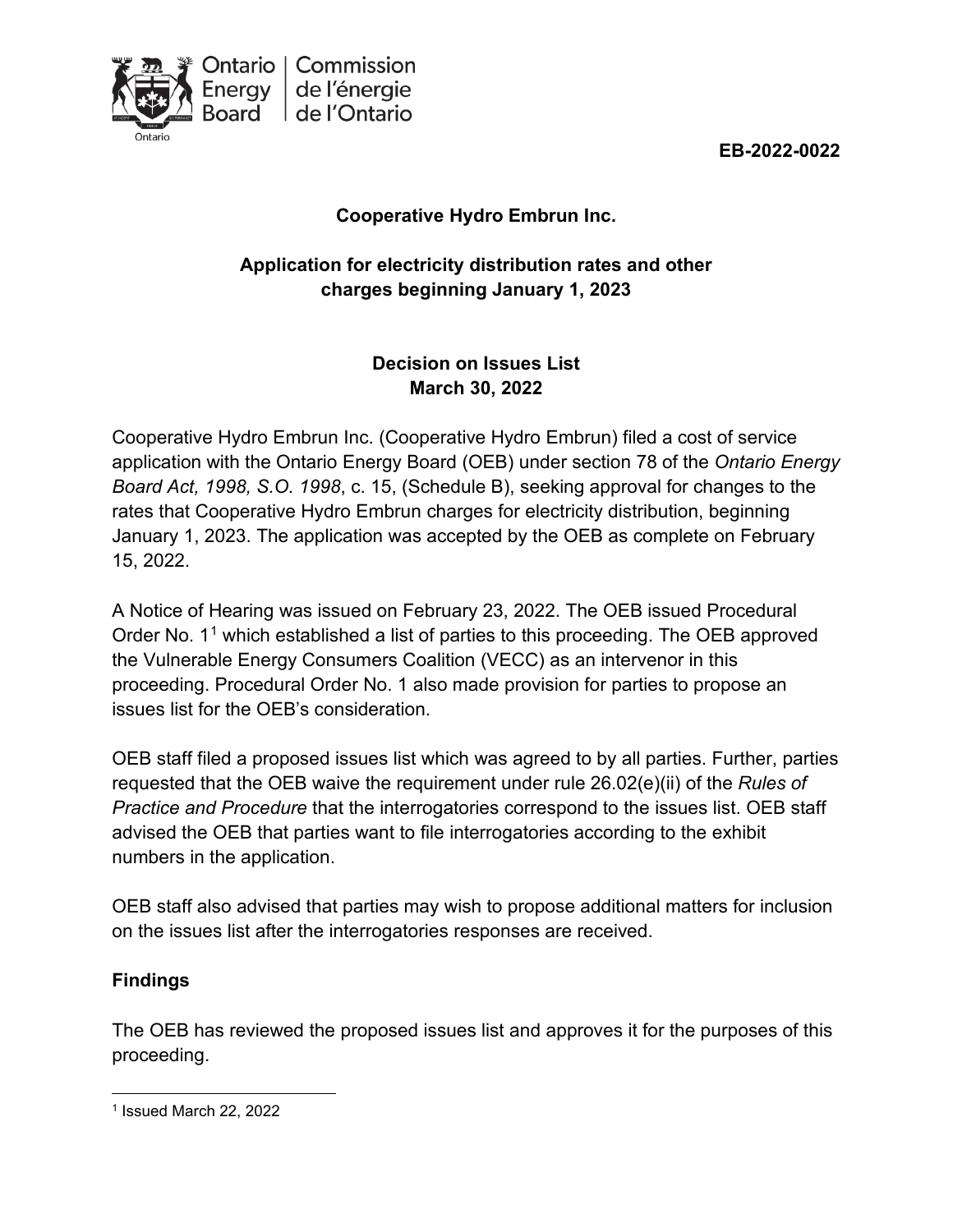Ontario Energy Board | Commission de l'énergie de l'Ontario

**EB-2022-0022**

**Cooperative Hydro Embrun Inc.**

**Application for electricity distribution rates and other charges beginning January 1, 2023**

**Decision on Issues List**
**March 30, 2022**

Cooperative Hydro Embrun Inc. (Cooperative Hydro Embrun) filed a cost of service application with the Ontario Energy Board (OEB) under section 78 of the *Ontario Energy Board Act, 1998, S.O. 1998*, c. 15, (Schedule B), seeking approval for changes to the rates that Cooperative Hydro Embrun charges for electricity distribution, beginning January 1, 2023. The application was accepted by the OEB as complete on February 15, 2022.

A Notice of Hearing was issued on February 23, 2022. The OEB issued Procedural Order No. 1[1] which established a list of parties to this proceeding. The OEB approved the Vulnerable Energy Consumers Coalition (VECC) as an intervenor in this proceeding. Procedural Order No. 1 also made provision for parties to propose an issues list for the OEB's consideration.

OEB staff filed a proposed issues list which was agreed to by all parties. Further, parties requested that the OEB waive the requirement under rule 26.02(e)(ii) of the *Rules of Practice and Procedure* that the interrogatories correspond to the issues list. OEB staff advised the OEB that parties want to file interrogatories according to the exhibit numbers in the application.

OEB staff also advised that parties may wish to propose additional matters for inclusion on the issues list after the interrogatories responses are received.

**Findings**

The OEB has reviewed the proposed issues list and approves it for the purposes of this proceeding.

[1] Issued March 22, 2022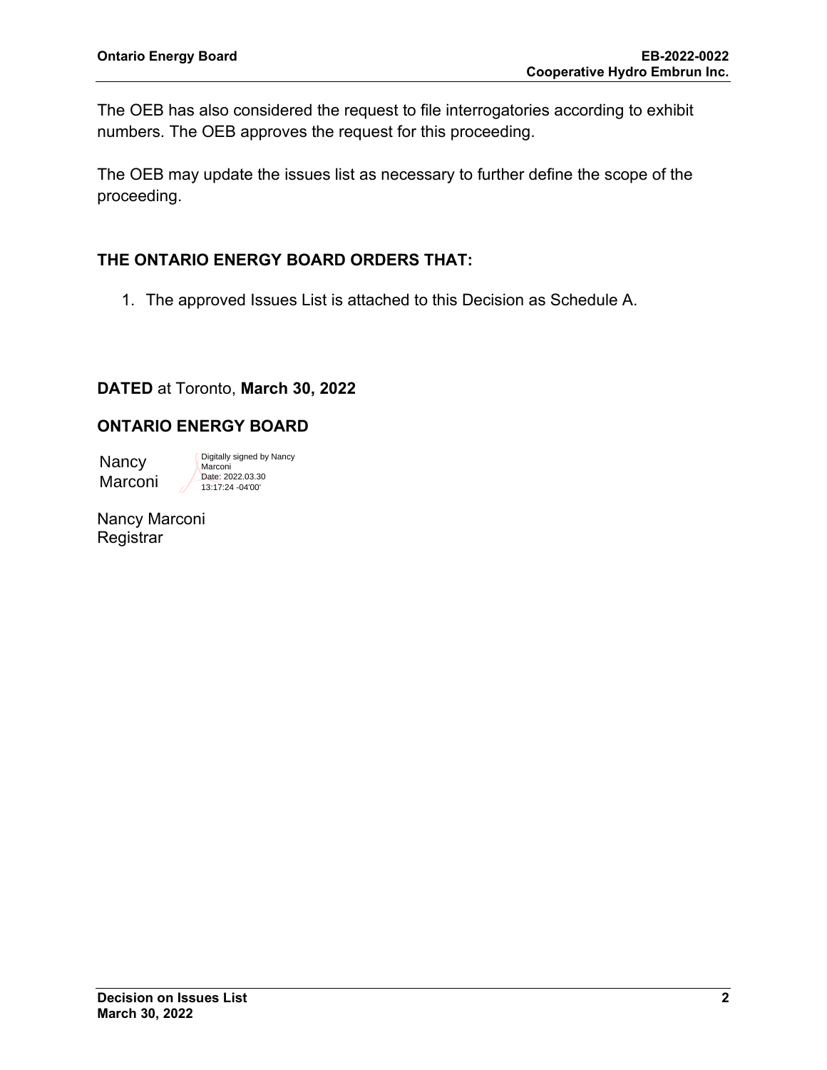The OEB has also considered the request to file interrogatories according to exhibit numbers. The OEB approves the request for this proceeding.

The OEB may update the issues list as necessary to further define the scope of the proceeding.

## THE ONTARIO ENERGY BOARD ORDERS THAT:

1. The approved Issues List is attached to this Decision as Schedule A.

**DATED** at Toronto, **March 30, 2022**

**ONTARIO ENERGY BOARD**

Nancy Marconi

Digitally signed by Nancy Marconi
Date: 2022.03.30 13:17:24 -04'00'

Nancy Marconi
Registrar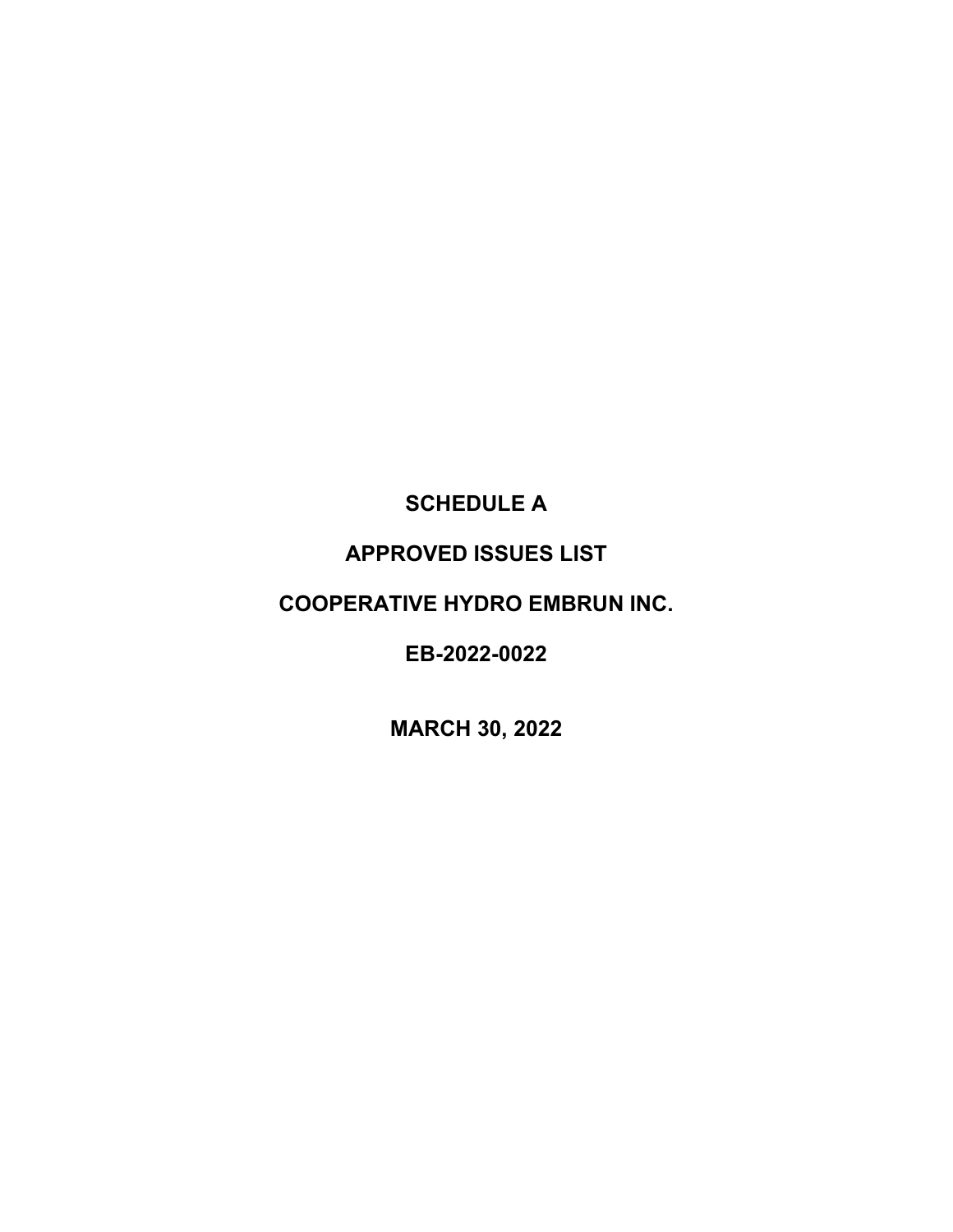# SCHEDULE A

# APPROVED ISSUES LIST

# COOPERATIVE HYDRO EMBRUN INC.

# EB-2022-0022

# MARCH 30, 2022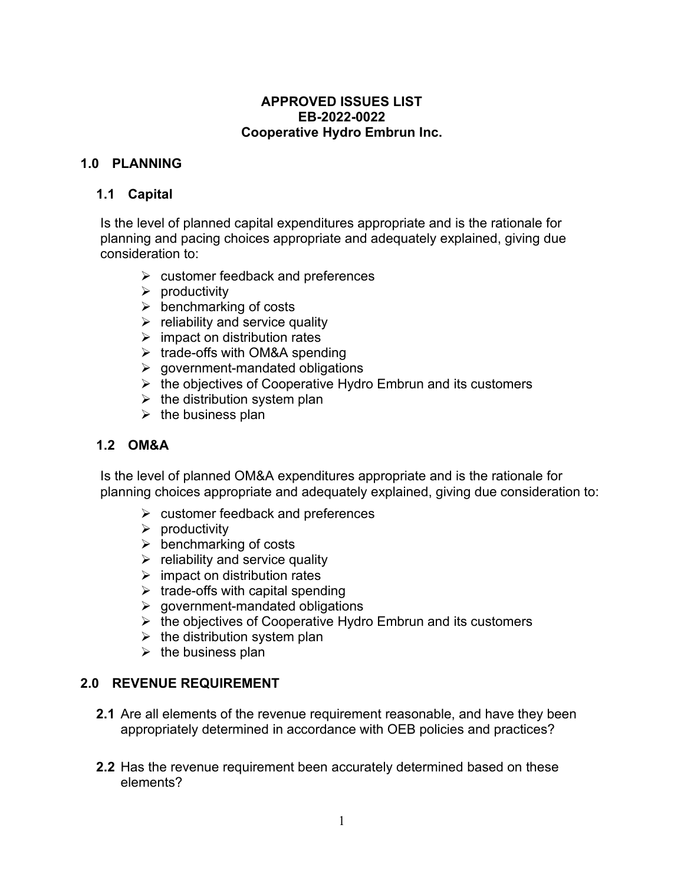# APPROVED ISSUES LIST
# EB-2022-0022
# Cooperative Hydro Embrun Inc.

## 1.0 PLANNING

### 1.1 Capital

Is the level of planned capital expenditures appropriate and is the rationale for planning and pacing choices appropriate and adequately explained, giving due consideration to:

- customer feedback and preferences
- productivity
- benchmarking of costs
- reliability and service quality
- impact on distribution rates
- trade-offs with OM&A spending
- government-mandated obligations
- the objectives of Cooperative Hydro Embrun and its customers
- the distribution system plan
- the business plan

### 1.2 OM&A

Is the level of planned OM&A expenditures appropriate and is the rationale for planning choices appropriate and adequately explained, giving due consideration to:

- customer feedback and preferences
- productivity
- benchmarking of costs
- reliability and service quality
- impact on distribution rates
- trade-offs with capital spending
- government-mandated obligations
- the objectives of Cooperative Hydro Embrun and its customers
- the distribution system plan
- the business plan

## 2.0 REVENUE REQUIREMENT

**2.1** Are all elements of the revenue requirement reasonable, and have they been appropriately determined in accordance with OEB policies and practices?

**2.2** Has the revenue requirement been accurately determined based on these elements?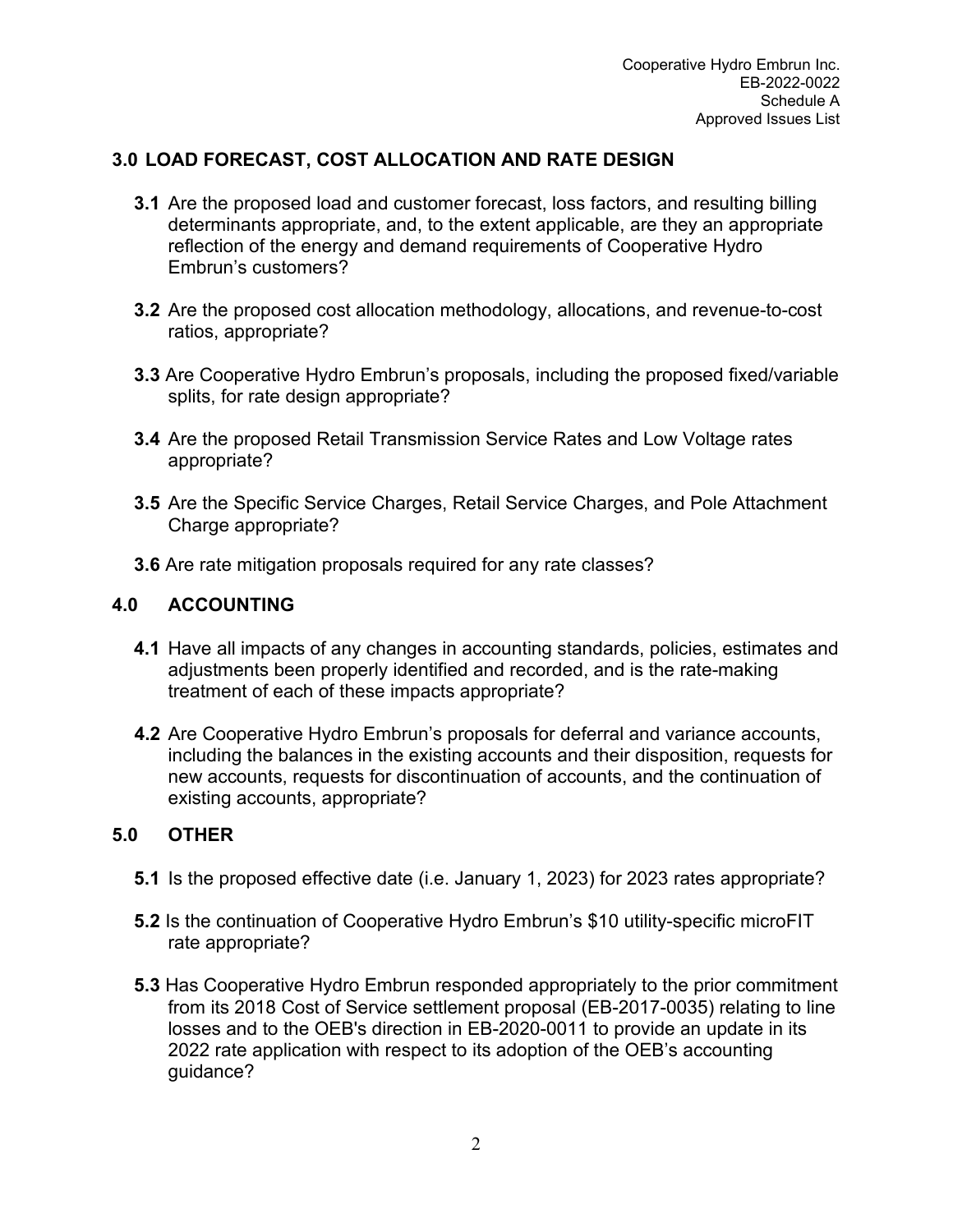## 3.0 LOAD FORECAST, COST ALLOCATION AND RATE DESIGN

**3.1** Are the proposed load and customer forecast, loss factors, and resulting billing determinants appropriate, and, to the extent applicable, are they an appropriate reflection of the energy and demand requirements of Cooperative Hydro Embrun's customers?

**3.2** Are the proposed cost allocation methodology, allocations, and revenue-to-cost ratios, appropriate?

**3.3** Are Cooperative Hydro Embrun's proposals, including the proposed fixed/variable splits, for rate design appropriate?

**3.4** Are the proposed Retail Transmission Service Rates and Low Voltage rates appropriate?

**3.5** Are the Specific Service Charges, Retail Service Charges, and Pole Attachment Charge appropriate?

**3.6** Are rate mitigation proposals required for any rate classes?

## 4.0 ACCOUNTING

**4.1** Have all impacts of any changes in accounting standards, policies, estimates and adjustments been properly identified and recorded, and is the rate-making treatment of each of these impacts appropriate?

**4.2** Are Cooperative Hydro Embrun's proposals for deferral and variance accounts, including the balances in the existing accounts and their disposition, requests for new accounts, requests for discontinuation of accounts, and the continuation of existing accounts, appropriate?

## 5.0 OTHER

**5.1** Is the proposed effective date (i.e. January 1, 2023) for 2023 rates appropriate?

**5.2** Is the continuation of Cooperative Hydro Embrun's $10 utility-specific microFIT rate appropriate?

**5.3** Has Cooperative Hydro Embrun responded appropriately to the prior commitment from its 2018 Cost of Service settlement proposal (EB-2017-0035) relating to line losses and to the OEB's direction in EB-2020-0011 to provide an update in its 2022 rate application with respect to its adoption of the OEB's accounting guidance?